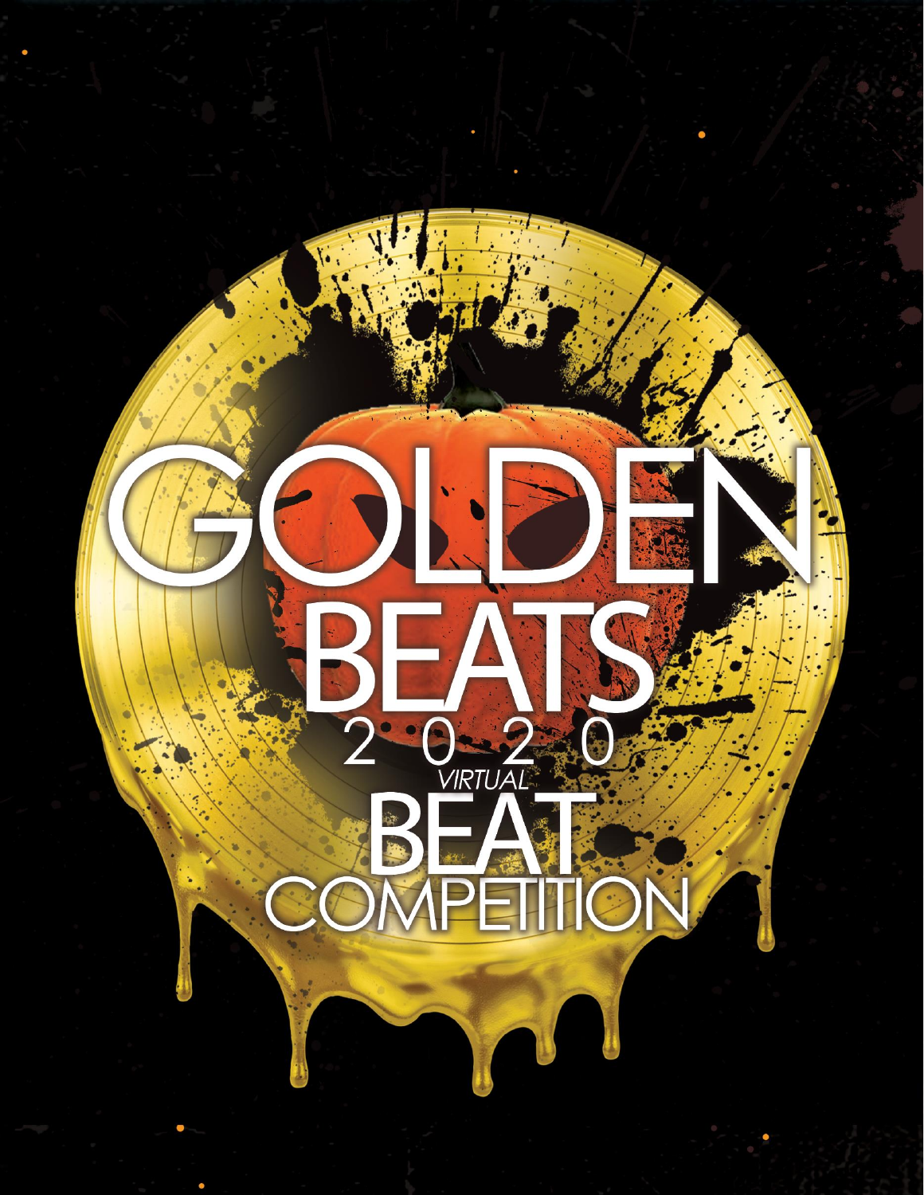# GOLDEN BEATS

## 2020

*VIRTUAL*

## BEAT COMPETITION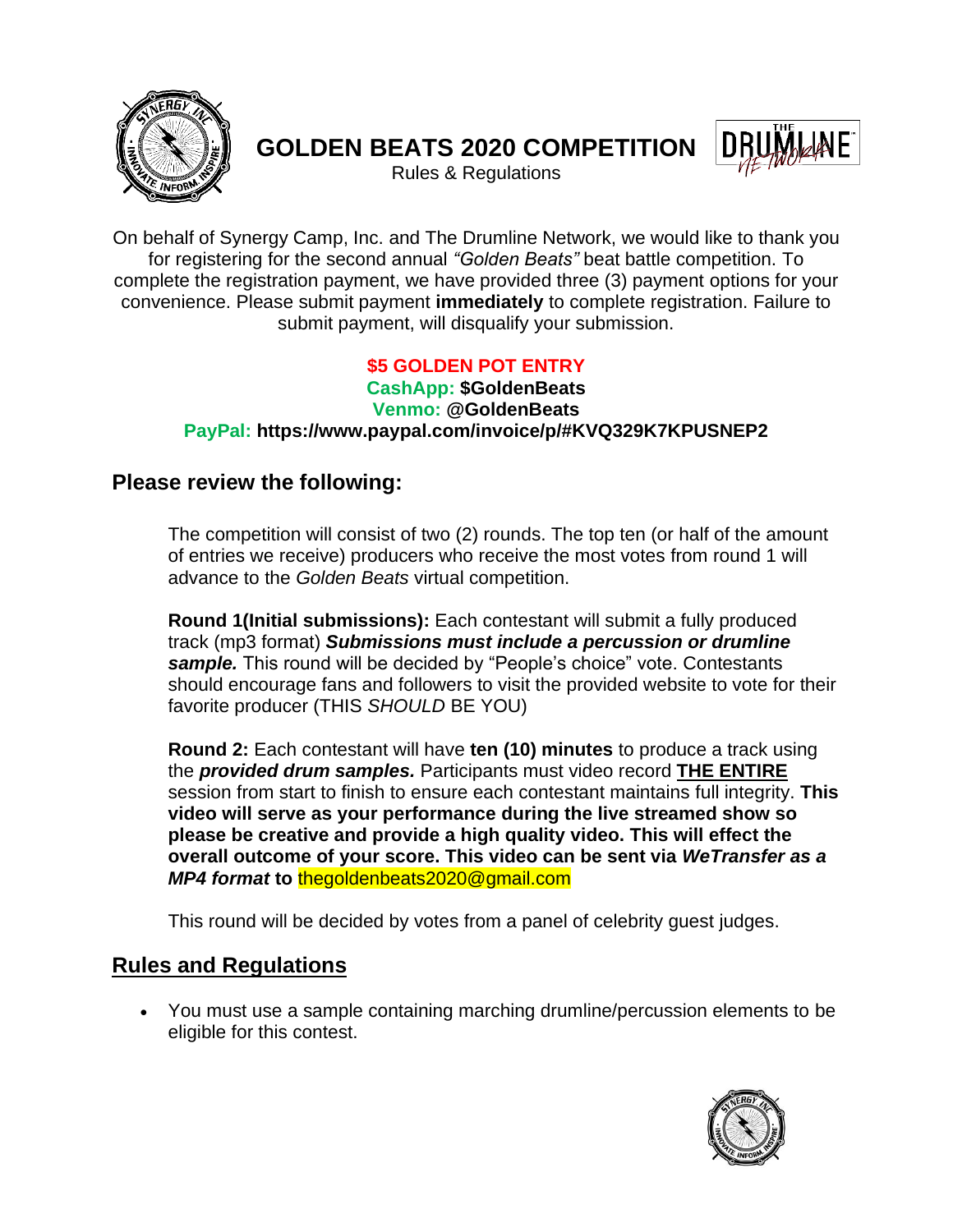# GOLDEN BEATS 2020 COMPETITION

Rules & Regulations

On behalf of Synergy Camp, Inc. and The Drumline Network, we would like to thank you for registering for the second annual *"Golden Beats"* beat battle competition. To complete the registration payment, we have provided three (3) payment options for your convenience. Please submit payment **immediately** to complete registration. Failure to submit payment, will disqualify your submission.

**$5 GOLDEN POT ENTRY**
**CashApp: $GoldenBeats**
**Venmo: @GoldenBeats**
**PayPal: https://www.paypal.com/invoice/p/#KVQ329K7KPUSNEP2**

## Please review the following:

The competition will consist of two (2) rounds. The top ten (or half of the amount of entries we receive) producers who receive the most votes from round 1 will advance to the *Golden Beats* virtual competition.

**Round 1(Initial submissions):** Each contestant will submit a fully produced track (mp3 format) ***Submissions must include a percussion or drumline sample.*** This round will be decided by "People's choice" vote. Contestants should encourage fans and followers to visit the provided website to vote for their favorite producer (THIS *SHOULD* BE YOU)

**Round 2:** Each contestant will have **ten (10) minutes** to produce a track using the ***provided drum samples.*** Participants must video record **THE ENTIRE** session from start to finish to ensure each contestant maintains full integrity. **This video will serve as your performance during the live streamed show so please be creative and provide a high quality video. This will effect the overall outcome of your score. This video can be sent via *WeTransfer as a MP4 format* to** thegoldenbeats2020@gmail.com

This round will be decided by votes from a panel of celebrity guest judges.

## Rules and Regulations

- You must use a sample containing marching drumline/percussion elements to be eligible for this contest.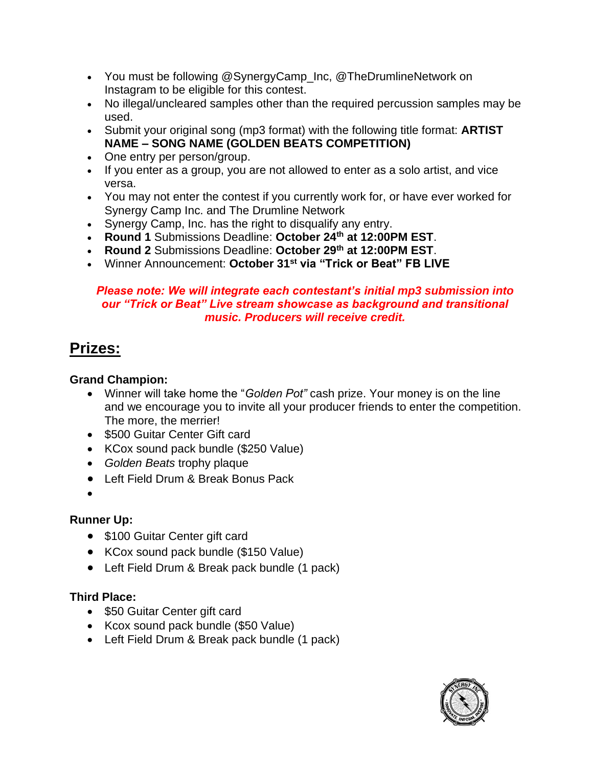- You must be following @SynergyCamp_Inc, @TheDrumlineNetwork on Instagram to be eligible for this contest.
- No illegal/uncleared samples other than the required percussion samples may be used.
- Submit your original song (mp3 format) with the following title format: **ARTIST NAME – SONG NAME (GOLDEN BEATS COMPETITION)**
- One entry per person/group.
- If you enter as a group, you are not allowed to enter as a solo artist, and vice versa.
- You may not enter the contest if you currently work for, or have ever worked for Synergy Camp Inc. and The Drumline Network
- Synergy Camp, Inc. has the right to disqualify any entry.
- **Round 1** Submissions Deadline: **October 24th at 12:00PM EST**.
- **Round 2** Submissions Deadline: **October 29th at 12:00PM EST**.
- Winner Announcement: **October 31st via "Trick or Beat" FB LIVE**

***Please note: We will integrate each contestant's initial mp3 submission into our "Trick or Beat" Live stream showcase as background and transitional music. Producers will receive credit.***

## Prizes:

**Grand Champion:**

- Winner will take home the "*Golden Pot"* cash prize. Your money is on the line and we encourage you to invite all your producer friends to enter the competition. The more, the merrier!
- $500 Guitar Center Gift card
- KCox sound pack bundle ($250 Value)
- *Golden Beats* trophy plaque
- Left Field Drum & Break Bonus Pack

**Runner Up:**

- $100 Guitar Center gift card
- KCox sound pack bundle ($150 Value)
- Left Field Drum & Break pack bundle (1 pack)

**Third Place:**

- $50 Guitar Center gift card
- Kcox sound pack bundle ($50 Value)
- Left Field Drum & Break pack bundle (1 pack)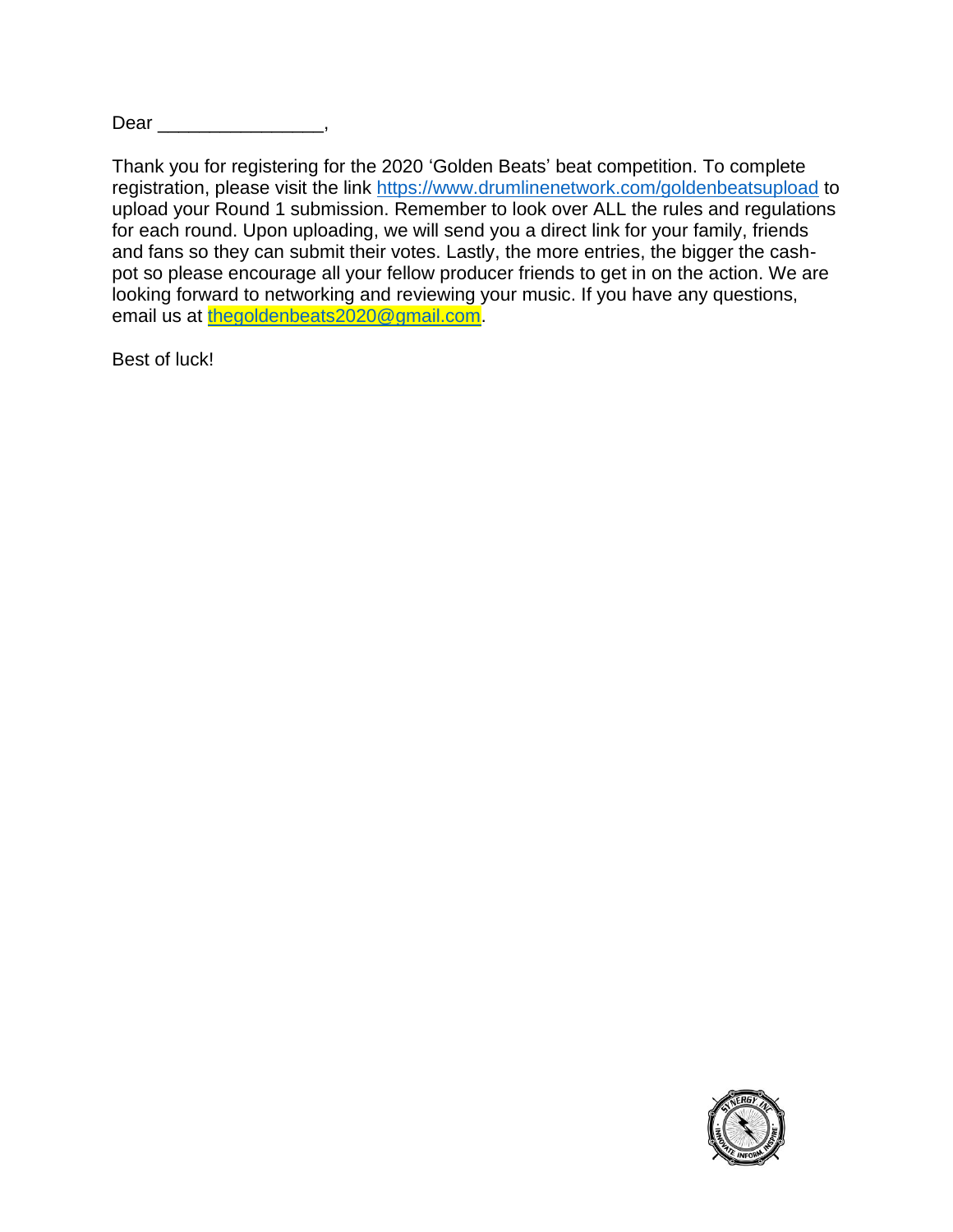Dear ________________,

Thank you for registering for the 2020 'Golden Beats' beat competition. To complete registration, please visit the link https://www.drumlinenetwork.com/goldenbeatsupload to upload your Round 1 submission. Remember to look over ALL the rules and regulations for each round. Upon uploading, we will send you a direct link for your family, friends and fans so they can submit their votes. Lastly, the more entries, the bigger the cash-pot so please encourage all your fellow producer friends to get in on the action. We are looking forward to networking and reviewing your music. If you have any questions, email us at thegoldenbeats2020@gmail.com.

Best of luck!